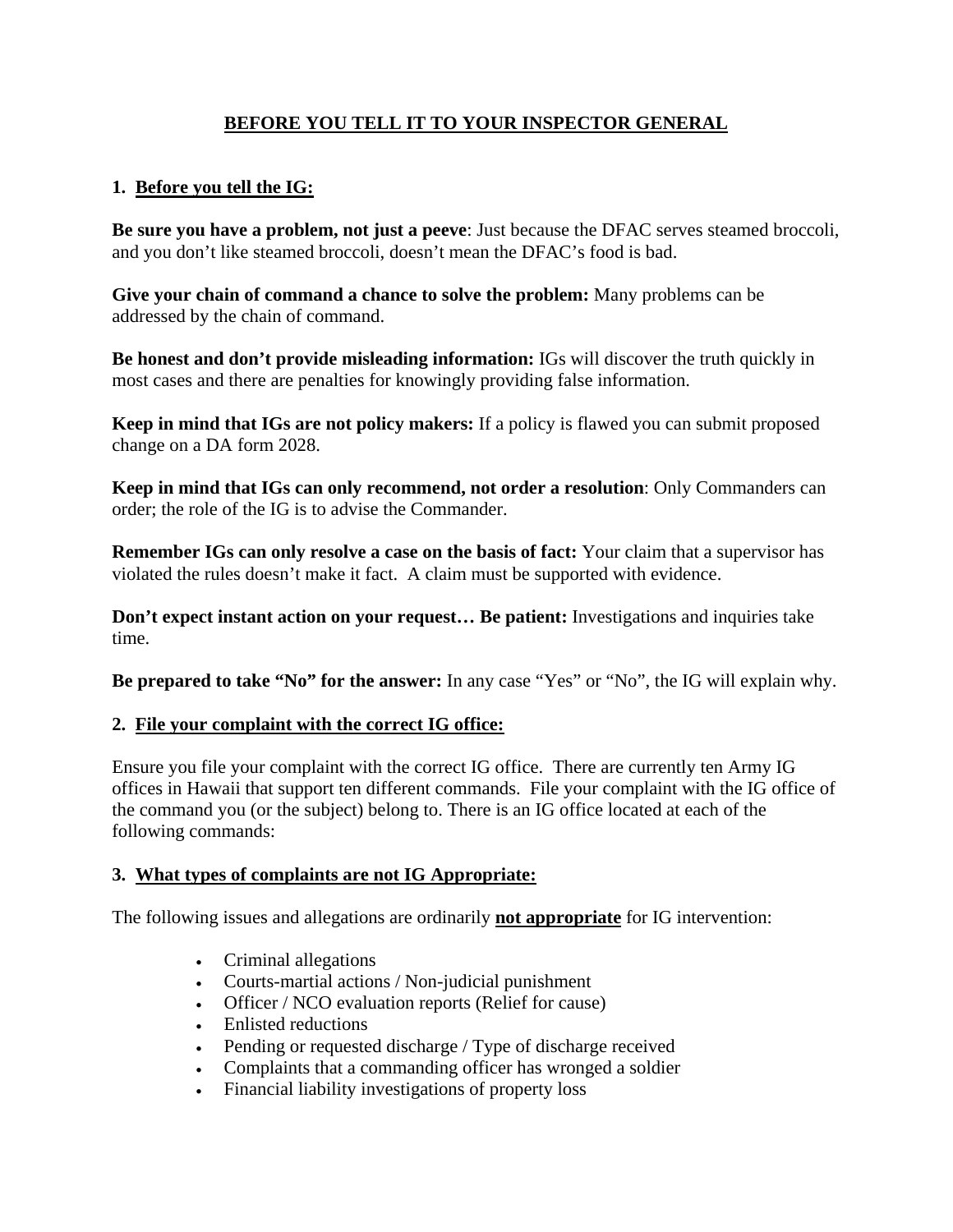# BEFORE YOU TELL IT TO YOUR INSPECTOR GENERAL

## 1. Before you tell the IG:

**Be sure you have a problem, not just a peeve**: Just because the DFAC serves steamed broccoli, and you don't like steamed broccoli, doesn't mean the DFAC's food is bad.

**Give your chain of command a chance to solve the problem:** Many problems can be addressed by the chain of command.

**Be honest and don't provide misleading information:** IGs will discover the truth quickly in most cases and there are penalties for knowingly providing false information.

**Keep in mind that IGs are not policy makers:** If a policy is flawed you can submit proposed change on a DA form 2028.

**Keep in mind that IGs can only recommend, not order a resolution**: Only Commanders can order; the role of the IG is to advise the Commander.

**Remember IGs can only resolve a case on the basis of fact:** Your claim that a supervisor has violated the rules doesn't make it fact. A claim must be supported with evidence.

**Don't expect instant action on your request… Be patient:** Investigations and inquiries take time.

**Be prepared to take "No" for the answer:** In any case "Yes" or "No", the IG will explain why.

## 2. File your complaint with the correct IG office:

Ensure you file your complaint with the correct IG office. There are currently ten Army IG offices in Hawaii that support ten different commands. File your complaint with the IG office of the command you (or the subject) belong to. There is an IG office located at each of the following commands:

## 3. What types of complaints are not IG Appropriate:

The following issues and allegations are ordinarily **not appropriate** for IG intervention:

- Criminal allegations
- Courts-martial actions / Non-judicial punishment
- Officer / NCO evaluation reports (Relief for cause)
- Enlisted reductions
- Pending or requested discharge / Type of discharge received
- Complaints that a commanding officer has wronged a soldier
- Financial liability investigations of property loss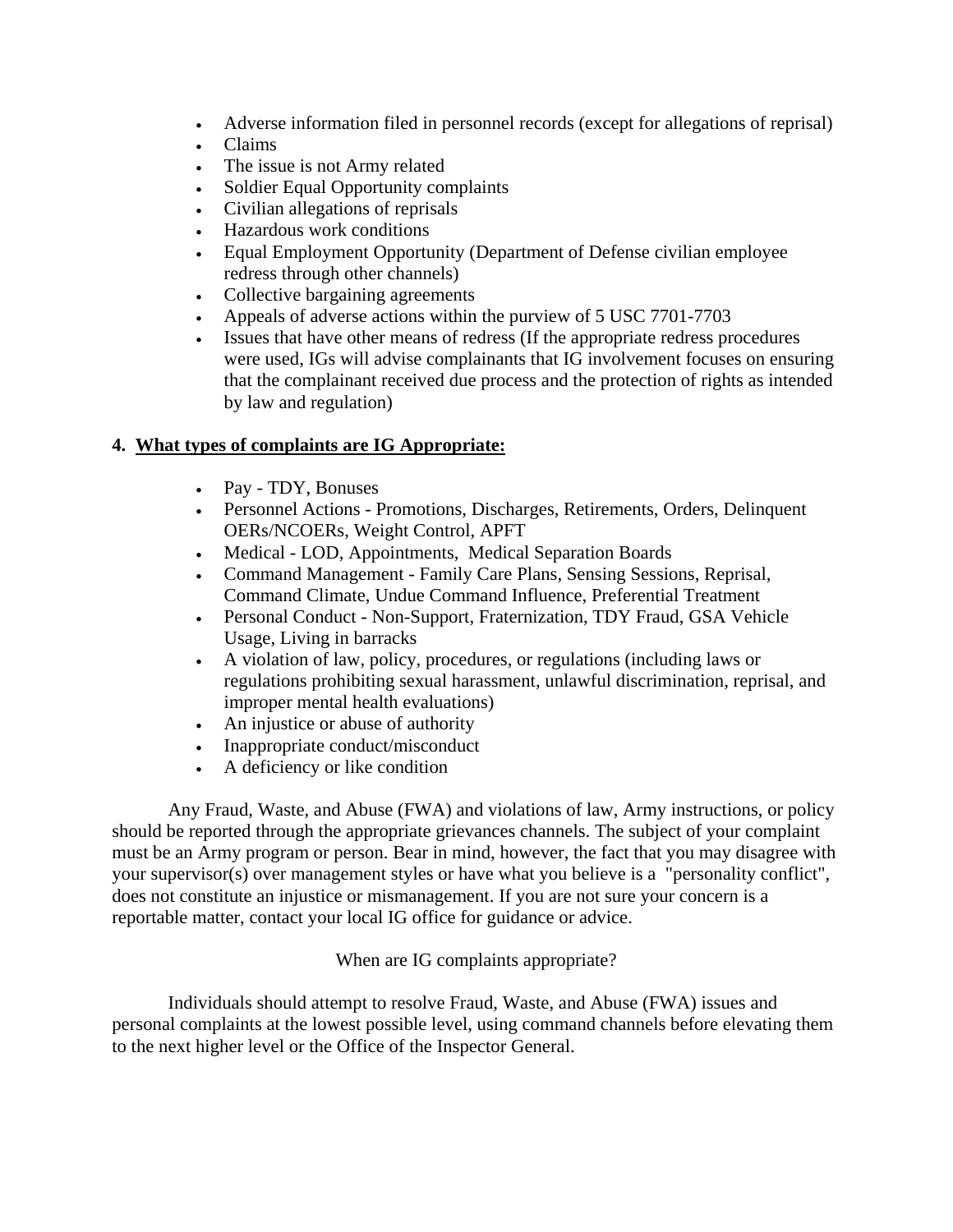- Adverse information filed in personnel records (except for allegations of reprisal)
- Claims
- The issue is not Army related
- Soldier Equal Opportunity complaints
- Civilian allegations of reprisals
- Hazardous work conditions
- Equal Employment Opportunity (Department of Defense civilian employee redress through other channels)
- Collective bargaining agreements
- Appeals of adverse actions within the purview of 5 USC 7701-7703
- Issues that have other means of redress (If the appropriate redress procedures were used, IGs will advise complainants that IG involvement focuses on ensuring that the complainant received due process and the protection of rights as intended by law and regulation)

**4. <u>What types of complaints are IG Appropriate:</u>**

- Pay - TDY, Bonuses
- Personnel Actions - Promotions, Discharges, Retirements, Orders, Delinquent OERs/NCOERs, Weight Control, APFT
- Medical - LOD, Appointments, Medical Separation Boards
- Command Management - Family Care Plans, Sensing Sessions, Reprisal, Command Climate, Undue Command Influence, Preferential Treatment
- Personal Conduct - Non-Support, Fraternization, TDY Fraud, GSA Vehicle Usage, Living in barracks
- A violation of law, policy, procedures, or regulations (including laws or regulations prohibiting sexual harassment, unlawful discrimination, reprisal, and improper mental health evaluations)
- An injustice or abuse of authority
- Inappropriate conduct/misconduct
- A deficiency or like condition

Any Fraud, Waste, and Abuse (FWA) and violations of law, Army instructions, or policy should be reported through the appropriate grievances channels. The subject of your complaint must be an Army program or person. Bear in mind, however, the fact that you may disagree with your supervisor(s) over management styles or have what you believe is a "personality conflict", does not constitute an injustice or mismanagement. If you are not sure your concern is a reportable matter, contact your local IG office for guidance or advice.

When are IG complaints appropriate?

Individuals should attempt to resolve Fraud, Waste, and Abuse (FWA) issues and personal complaints at the lowest possible level, using command channels before elevating them to the next higher level or the Office of the Inspector General.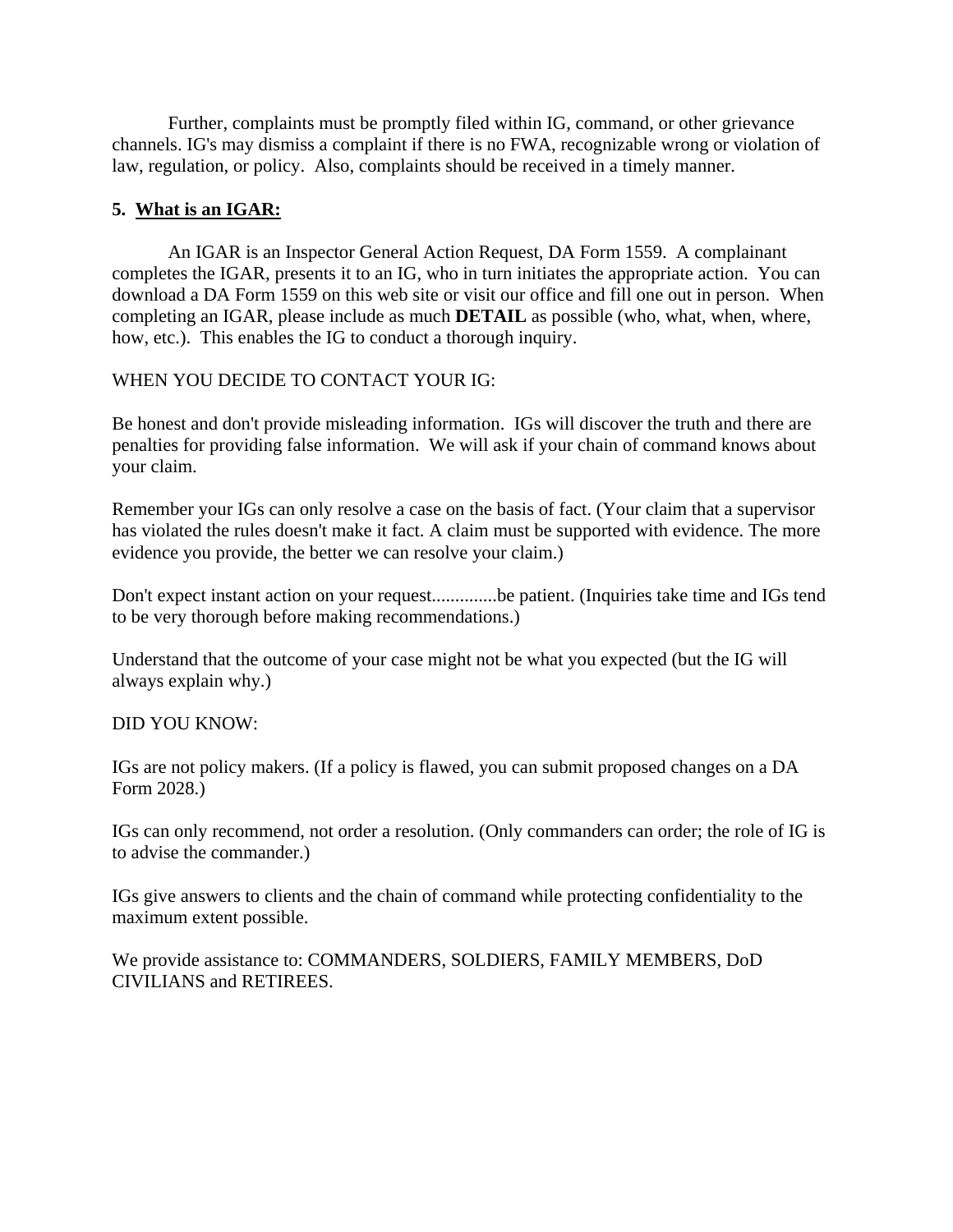Further, complaints must be promptly filed within IG, command, or other grievance channels. IG's may dismiss a complaint if there is no FWA, recognizable wrong or violation of law, regulation, or policy. Also, complaints should be received in a timely manner.

**5. <u>What is an IGAR:</u>**

An IGAR is an Inspector General Action Request, DA Form 1559. A complainant completes the IGAR, presents it to an IG, who in turn initiates the appropriate action. You can download a DA Form 1559 on this web site or visit our office and fill one out in person. When completing an IGAR, please include as much **DETAIL** as possible (who, what, when, where, how, etc.). This enables the IG to conduct a thorough inquiry.

WHEN YOU DECIDE TO CONTACT YOUR IG:

Be honest and don't provide misleading information. IGs will discover the truth and there are penalties for providing false information. We will ask if your chain of command knows about your claim.

Remember your IGs can only resolve a case on the basis of fact. (Your claim that a supervisor has violated the rules doesn't make it fact. A claim must be supported with evidence. The more evidence you provide, the better we can resolve your claim.)

Don't expect instant action on your request..............be patient. (Inquiries take time and IGs tend to be very thorough before making recommendations.)

Understand that the outcome of your case might not be what you expected (but the IG will always explain why.)

DID YOU KNOW:

IGs are not policy makers. (If a policy is flawed, you can submit proposed changes on a DA Form 2028.)

IGs can only recommend, not order a resolution. (Only commanders can order; the role of IG is to advise the commander.)

IGs give answers to clients and the chain of command while protecting confidentiality to the maximum extent possible.

We provide assistance to: COMMANDERS, SOLDIERS, FAMILY MEMBERS, DoD CIVILIANS and RETIREES.